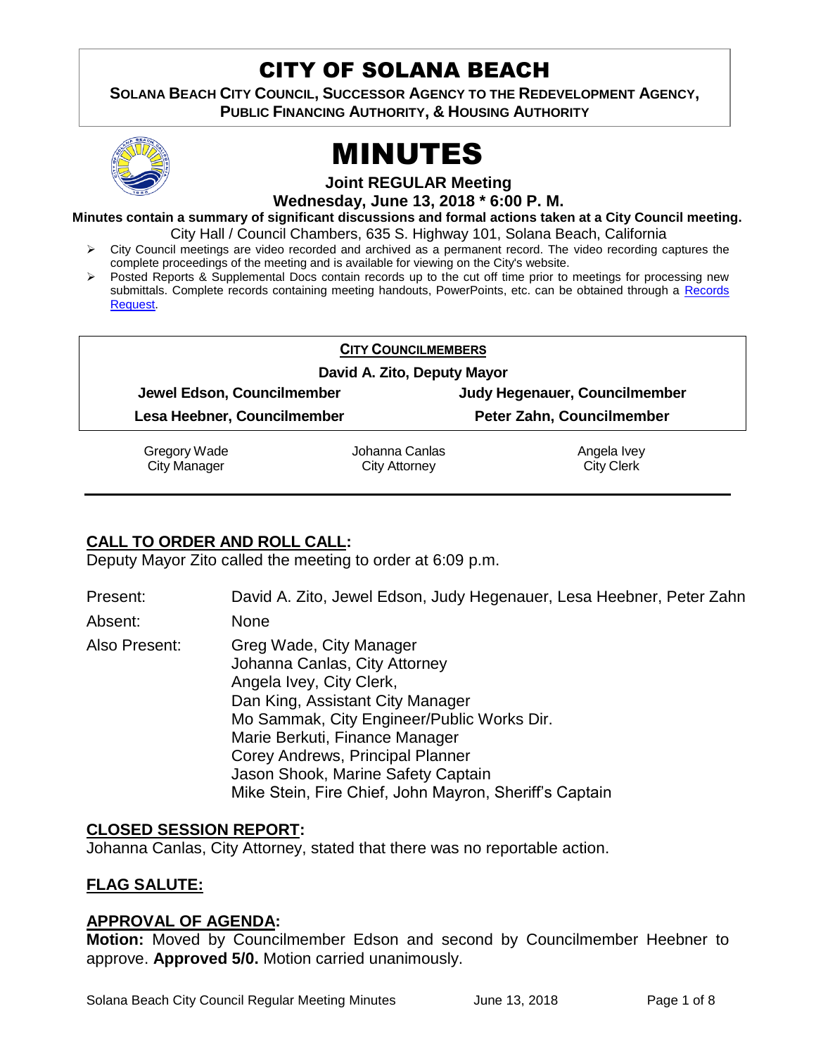# CITY OF SOLANA BEACH

**SOLANA BEACH CITY COUNCIL, SUCCESSOR AGENCY TO THE REDEVELOPMENT AGENCY, PUBLIC FINANCING AUTHORITY, & HOUSING AUTHORITY**

# MINUTES

**Joint REGULAR Meeting**

**Wednesday, June 13, 2018 * 6:00 P. M.**

**Minutes contain a summary of significant discussions and formal actions taken at a City Council meeting.**

City Hall / Council Chambers, 635 S. Highway 101, Solana Beach, California

- City Council meetings are video recorded and archived as a permanent record. The video recording captures the complete proceedings of the meeting and is available for viewing on the City's website.
- Posted Reports & Supplemental Docs contain records up to the cut off time prior to meetings for processing new submittals. Complete records containing meeting handouts, PowerPoints, etc. can be obtained through a Records Request.

**CITY COUNCILMEMBERS**

**David A. Zito, Deputy Mayor**

| **Jewel Edson, Councilmember** | **Judy Hegenauer, Councilmember** |
|---|---|
| **Lesa Heebner, Councilmember** | **Peter Zahn, Councilmember** |

| Gregory Wade<br>City Manager | Johanna Canlas<br>City Attorney | Angela Ivey<br>City Clerk |
|---|---|---|

## CALL TO ORDER AND ROLL CALL:

Deputy Mayor Zito called the meeting to order at 6:09 p.m.

Present: David A. Zito, Jewel Edson, Judy Hegenauer, Lesa Heebner, Peter Zahn

Absent: None

Also Present:
Greg Wade, City Manager
Johanna Canlas, City Attorney
Angela Ivey, City Clerk,
Dan King, Assistant City Manager
Mo Sammak, City Engineer/Public Works Dir.
Marie Berkuti, Finance Manager
Corey Andrews, Principal Planner
Jason Shook, Marine Safety Captain
Mike Stein, Fire Chief, John Mayron, Sheriff's Captain

## CLOSED SESSION REPORT:

Johanna Canlas, City Attorney, stated that there was no reportable action.

## FLAG SALUTE:

## APPROVAL OF AGENDA:

**Motion:** Moved by Councilmember Edson and second by Councilmember Heebner to approve. **Approved 5/0.** Motion carried unanimously.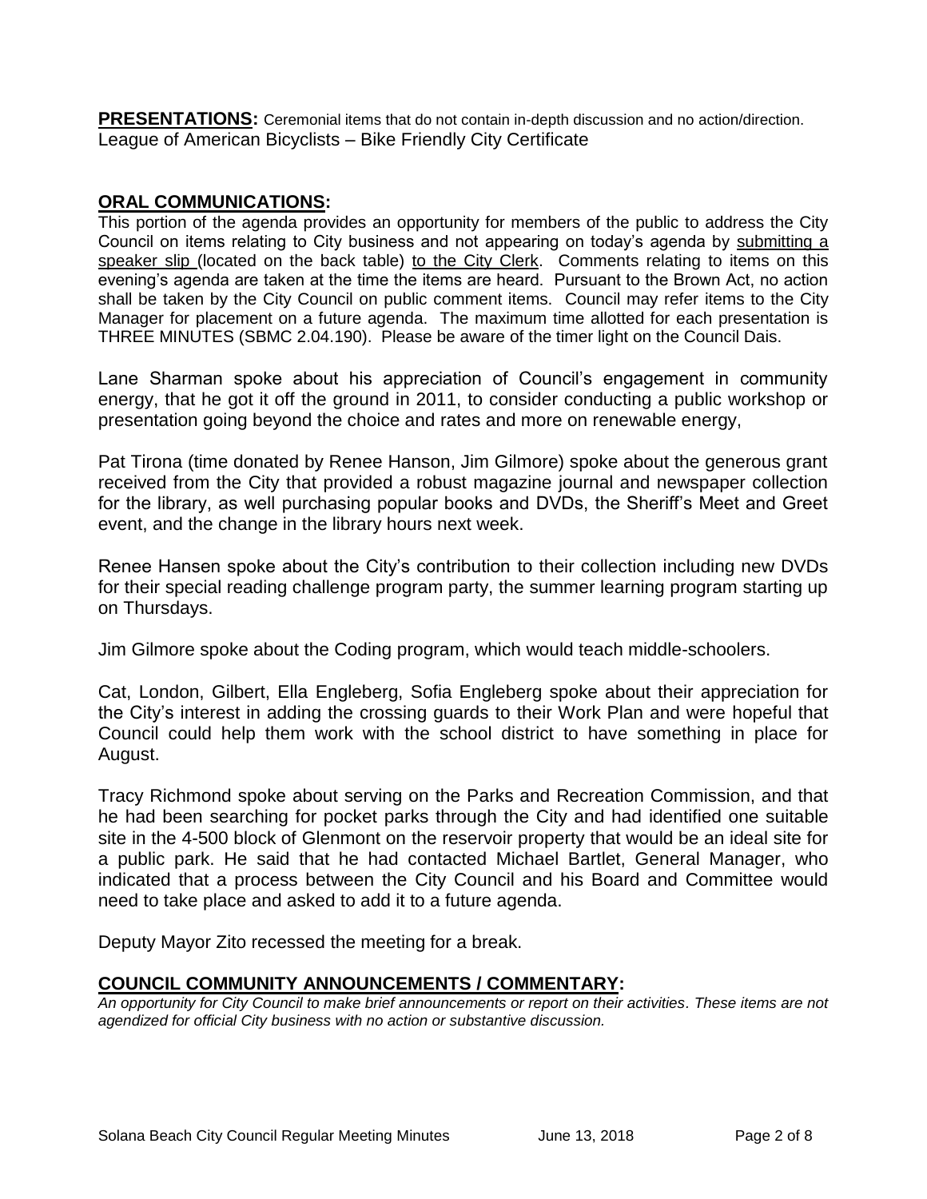**PRESENTATIONS:** Ceremonial items that do not contain in-depth discussion and no action/direction.
League of American Bicyclists – Bike Friendly City Certificate

## ORAL COMMUNICATIONS:

This portion of the agenda provides an opportunity for members of the public to address the City Council on items relating to City business and not appearing on today's agenda by submitting a speaker slip (located on the back table) to the City Clerk. Comments relating to items on this evening's agenda are taken at the time the items are heard. Pursuant to the Brown Act, no action shall be taken by the City Council on public comment items. Council may refer items to the City Manager for placement on a future agenda. The maximum time allotted for each presentation is THREE MINUTES (SBMC 2.04.190). Please be aware of the timer light on the Council Dais.

Lane Sharman spoke about his appreciation of Council's engagement in community energy, that he got it off the ground in 2011, to consider conducting a public workshop or presentation going beyond the choice and rates and more on renewable energy,

Pat Tirona (time donated by Renee Hanson, Jim Gilmore) spoke about the generous grant received from the City that provided a robust magazine journal and newspaper collection for the library, as well purchasing popular books and DVDs, the Sheriff's Meet and Greet event, and the change in the library hours next week.

Renee Hansen spoke about the City's contribution to their collection including new DVDs for their special reading challenge program party, the summer learning program starting up on Thursdays.

Jim Gilmore spoke about the Coding program, which would teach middle-schoolers.

Cat, London, Gilbert, Ella Engleberg, Sofia Engleberg spoke about their appreciation for the City's interest in adding the crossing guards to their Work Plan and were hopeful that Council could help them work with the school district to have something in place for August.

Tracy Richmond spoke about serving on the Parks and Recreation Commission, and that he had been searching for pocket parks through the City and had identified one suitable site in the 4-500 block of Glenmont on the reservoir property that would be an ideal site for a public park. He said that he had contacted Michael Bartlet, General Manager, who indicated that a process between the City Council and his Board and Committee would need to take place and asked to add it to a future agenda.

Deputy Mayor Zito recessed the meeting for a break.

## COUNCIL COMMUNITY ANNOUNCEMENTS / COMMENTARY:

*An opportunity for City Council to make brief announcements or report on their activities. These items are not agendized for official City business with no action or substantive discussion.*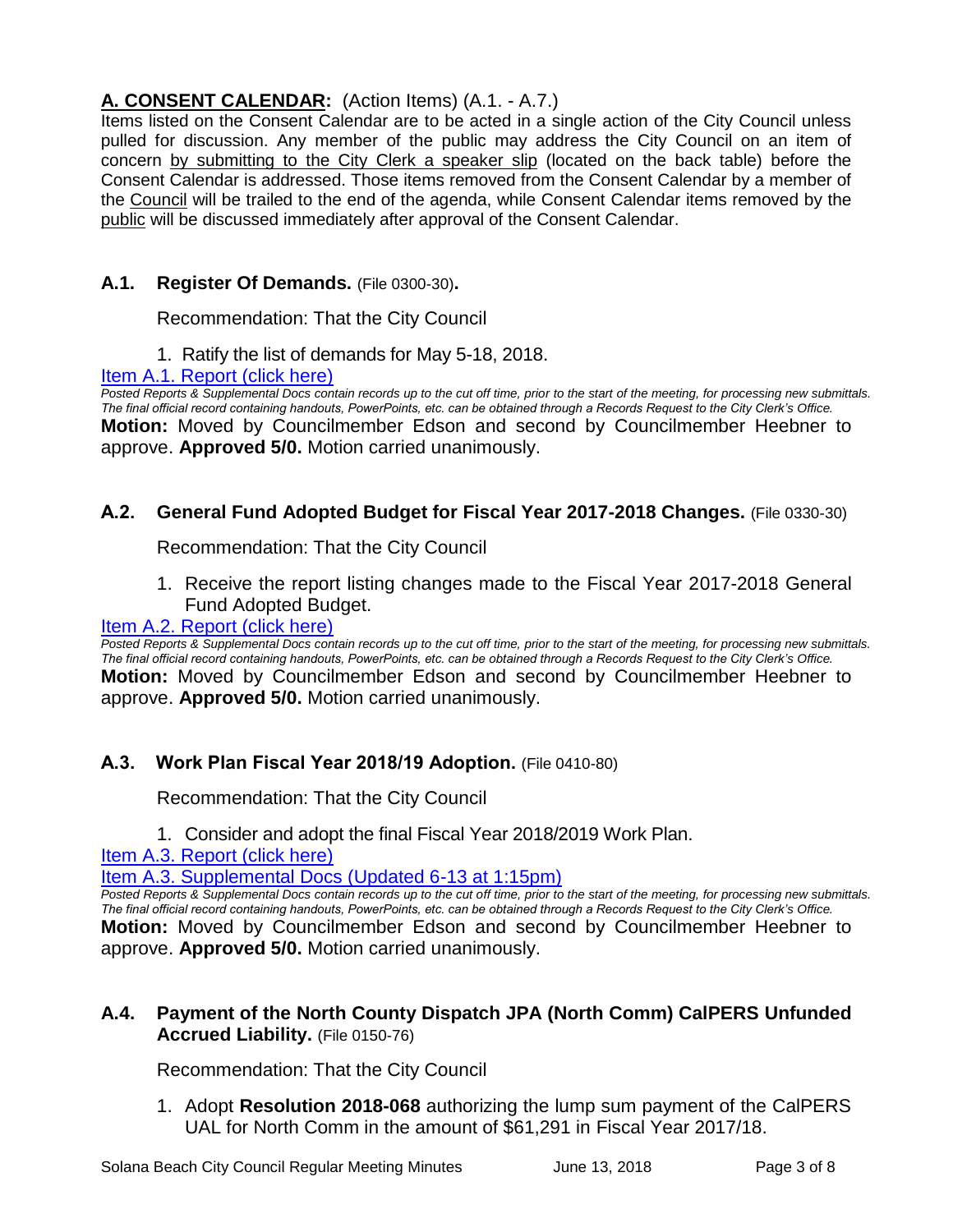## A. CONSENT CALENDAR: (Action Items) (A.1. - A.7.)

Items listed on the Consent Calendar are to be acted in a single action of the City Council unless pulled for discussion. Any member of the public may address the City Council on an item of concern by submitting to the City Clerk a speaker slip (located on the back table) before the Consent Calendar is addressed. Those items removed from the Consent Calendar by a member of the Council will be trailed to the end of the agenda, while Consent Calendar items removed by the public will be discussed immediately after approval of the Consent Calendar.

### A.1. Register Of Demands. (File 0300-30).

Recommendation: That the City Council

1. Ratify the list of demands for May 5-18, 2018.

Item A.1. Report (click here)

*Posted Reports & Supplemental Docs contain records up to the cut off time, prior to the start of the meeting, for processing new submittals. The final official record containing handouts, PowerPoints, etc. can be obtained through a Records Request to the City Clerk's Office.*

**Motion:** Moved by Councilmember Edson and second by Councilmember Heebner to approve. **Approved 5/0.** Motion carried unanimously.

### A.2. General Fund Adopted Budget for Fiscal Year 2017-2018 Changes. (File 0330-30)

Recommendation: That the City Council

1. Receive the report listing changes made to the Fiscal Year 2017-2018 General Fund Adopted Budget.

Item A.2. Report (click here)

*Posted Reports & Supplemental Docs contain records up to the cut off time, prior to the start of the meeting, for processing new submittals. The final official record containing handouts, PowerPoints, etc. can be obtained through a Records Request to the City Clerk's Office.*

**Motion:** Moved by Councilmember Edson and second by Councilmember Heebner to approve. **Approved 5/0.** Motion carried unanimously.

### A.3. Work Plan Fiscal Year 2018/19 Adoption. (File 0410-80)

Recommendation: That the City Council

1. Consider and adopt the final Fiscal Year 2018/2019 Work Plan.

Item A.3. Report (click here)

Item A.3. Supplemental Docs (Updated 6-13 at 1:15pm)

*Posted Reports & Supplemental Docs contain records up to the cut off time, prior to the start of the meeting, for processing new submittals. The final official record containing handouts, PowerPoints, etc. can be obtained through a Records Request to the City Clerk's Office.*

**Motion:** Moved by Councilmember Edson and second by Councilmember Heebner to approve. **Approved 5/0.** Motion carried unanimously.

### A.4. Payment of the North County Dispatch JPA (North Comm) CalPERS Unfunded Accrued Liability. (File 0150-76)

Recommendation: That the City Council

1. Adopt **Resolution 2018-068** authorizing the lump sum payment of the CalPERS UAL for North Comm in the amount of $61,291 in Fiscal Year 2017/18.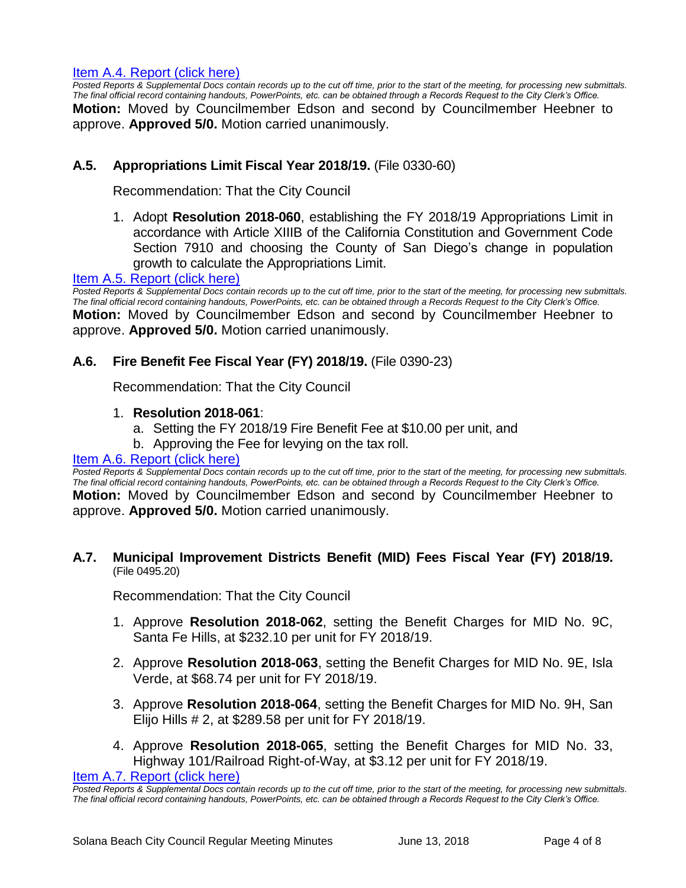[Item A.4. Report (click here)]

*Posted Reports & Supplemental Docs contain records up to the cut off time, prior to the start of the meeting, for processing new submittals. The final official record containing handouts, PowerPoints, etc. can be obtained through a Records Request to the City Clerk's Office.*

**Motion:** Moved by Councilmember Edson and second by Councilmember Heebner to approve. **Approved 5/0.** Motion carried unanimously.

### A.5. Appropriations Limit Fiscal Year 2018/19. (File 0330-60)

Recommendation: That the City Council

1. Adopt **Resolution 2018-060**, establishing the FY 2018/19 Appropriations Limit in accordance with Article XIIIB of the California Constitution and Government Code Section 7910 and choosing the County of San Diego's change in population growth to calculate the Appropriations Limit.

[Item A.5. Report (click here)]

*Posted Reports & Supplemental Docs contain records up to the cut off time, prior to the start of the meeting, for processing new submittals. The final official record containing handouts, PowerPoints, etc. can be obtained through a Records Request to the City Clerk's Office.*

**Motion:** Moved by Councilmember Edson and second by Councilmember Heebner to approve. **Approved 5/0.** Motion carried unanimously.

### A.6. Fire Benefit Fee Fiscal Year (FY) 2018/19. (File 0390-23)

Recommendation: That the City Council

1. **Resolution 2018-061**:
   a. Setting the FY 2018/19 Fire Benefit Fee at $10.00 per unit, and
   b. Approving the Fee for levying on the tax roll.

[Item A.6. Report (click here)]

*Posted Reports & Supplemental Docs contain records up to the cut off time, prior to the start of the meeting, for processing new submittals. The final official record containing handouts, PowerPoints, etc. can be obtained through a Records Request to the City Clerk's Office.*

**Motion:** Moved by Councilmember Edson and second by Councilmember Heebner to approve. **Approved 5/0.** Motion carried unanimously.

### A.7. Municipal Improvement Districts Benefit (MID) Fees Fiscal Year (FY) 2018/19. (File 0495.20)

Recommendation: That the City Council

1. Approve **Resolution 2018-062**, setting the Benefit Charges for MID No. 9C, Santa Fe Hills, at $232.10 per unit for FY 2018/19.

2. Approve **Resolution 2018-063**, setting the Benefit Charges for MID No. 9E, Isla Verde, at $68.74 per unit for FY 2018/19.

3. Approve **Resolution 2018-064**, setting the Benefit Charges for MID No. 9H, San Elijo Hills # 2, at $289.58 per unit for FY 2018/19.

4. Approve **Resolution 2018-065**, setting the Benefit Charges for MID No. 33, Highway 101/Railroad Right-of-Way, at $3.12 per unit for FY 2018/19.

[Item A.7. Report (click here)]

*Posted Reports & Supplemental Docs contain records up to the cut off time, prior to the start of the meeting, for processing new submittals. The final official record containing handouts, PowerPoints, etc. can be obtained through a Records Request to the City Clerk's Office.*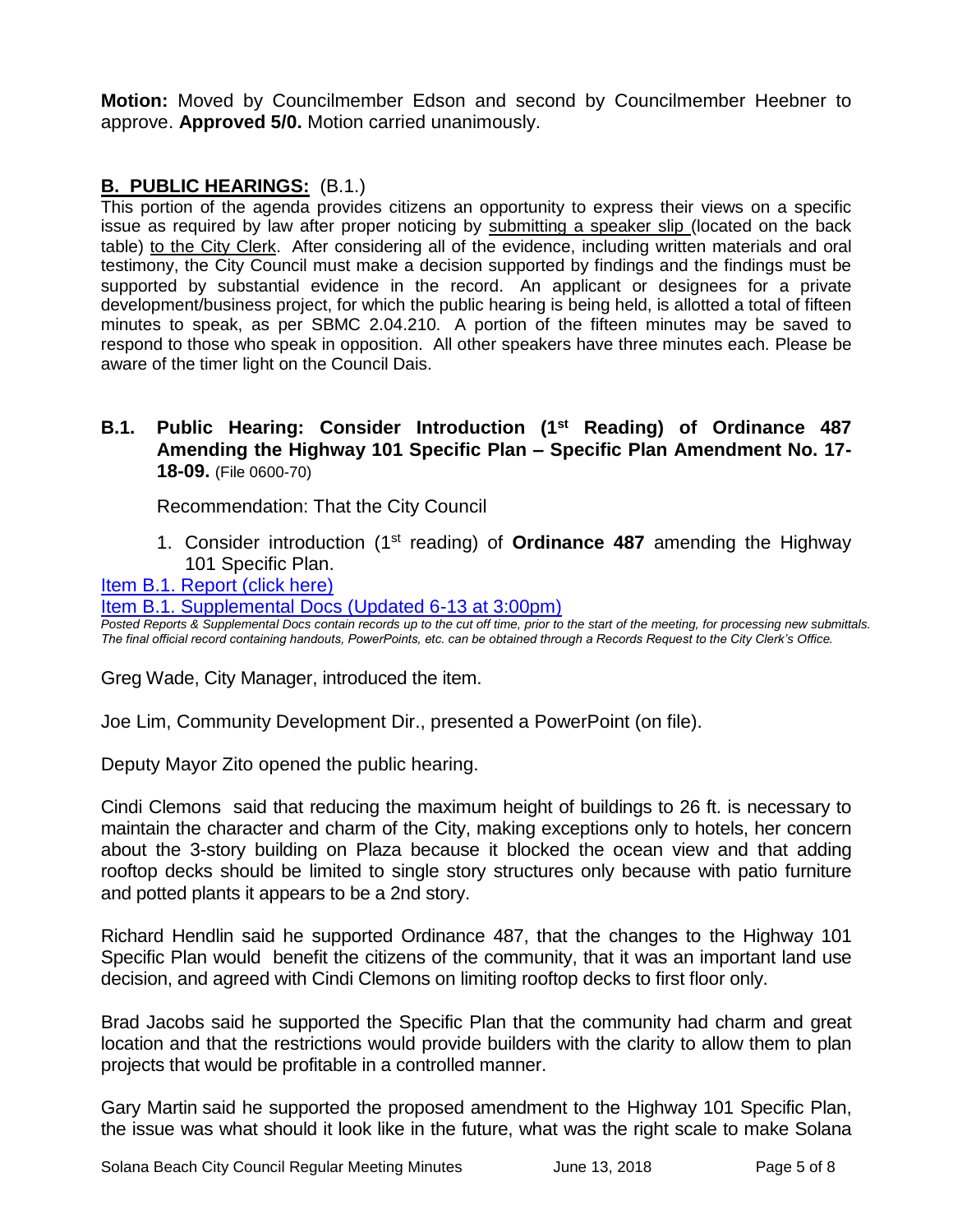**Motion:** Moved by Councilmember Edson and second by Councilmember Heebner to approve. **Approved 5/0.** Motion carried unanimously.

## **B. PUBLIC HEARINGS:** (B.1.)

This portion of the agenda provides citizens an opportunity to express their views on a specific issue as required by law after proper noticing by submitting a speaker slip (located on the back table) to the City Clerk. After considering all of the evidence, including written materials and oral testimony, the City Council must make a decision supported by findings and the findings must be supported by substantial evidence in the record. An applicant or designees for a private development/business project, for which the public hearing is being held, is allotted a total of fifteen minutes to speak, as per SBMC 2.04.210. A portion of the fifteen minutes may be saved to respond to those who speak in opposition. All other speakers have three minutes each. Please be aware of the timer light on the Council Dais.

### **B.1. Public Hearing: Consider Introduction (1st Reading) of Ordinance 487 Amending the Highway 101 Specific Plan – Specific Plan Amendment No. 17-18-09.** (File 0600-70)

Recommendation: That the City Council

1. Consider introduction (1st reading) of **Ordinance 487** amending the Highway 101 Specific Plan.

Item B.1. Report (click here)

Item B.1. Supplemental Docs (Updated 6-13 at 3:00pm)

*Posted Reports & Supplemental Docs contain records up to the cut off time, prior to the start of the meeting, for processing new submittals. The final official record containing handouts, PowerPoints, etc. can be obtained through a Records Request to the City Clerk's Office.*

Greg Wade, City Manager, introduced the item.

Joe Lim, Community Development Dir., presented a PowerPoint (on file).

Deputy Mayor Zito opened the public hearing.

Cindi Clemons said that reducing the maximum height of buildings to 26 ft. is necessary to maintain the character and charm of the City, making exceptions only to hotels, her concern about the 3-story building on Plaza because it blocked the ocean view and that adding rooftop decks should be limited to single story structures only because with patio furniture and potted plants it appears to be a 2nd story.

Richard Hendlin said he supported Ordinance 487, that the changes to the Highway 101 Specific Plan would benefit the citizens of the community, that it was an important land use decision, and agreed with Cindi Clemons on limiting rooftop decks to first floor only.

Brad Jacobs said he supported the Specific Plan that the community had charm and great location and that the restrictions would provide builders with the clarity to allow them to plan projects that would be profitable in a controlled manner.

Gary Martin said he supported the proposed amendment to the Highway 101 Specific Plan, the issue was what should it look like in the future, what was the right scale to make Solana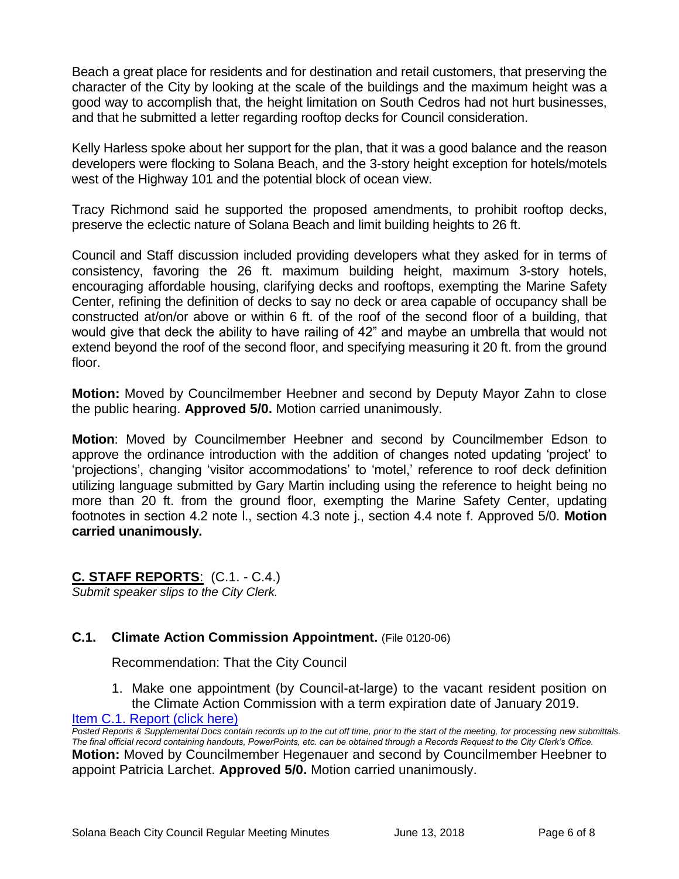Beach a great place for residents and for destination and retail customers, that preserving the character of the City by looking at the scale of the buildings and the maximum height was a good way to accomplish that, the height limitation on South Cedros had not hurt businesses, and that he submitted a letter regarding rooftop decks for Council consideration.

Kelly Harless spoke about her support for the plan, that it was a good balance and the reason developers were flocking to Solana Beach, and the 3-story height exception for hotels/motels west of the Highway 101 and the potential block of ocean view.

Tracy Richmond said he supported the proposed amendments, to prohibit rooftop decks, preserve the eclectic nature of Solana Beach and limit building heights to 26 ft.

Council and Staff discussion included providing developers what they asked for in terms of consistency, favoring the 26 ft. maximum building height, maximum 3-story hotels, encouraging affordable housing, clarifying decks and rooftops, exempting the Marine Safety Center, refining the definition of decks to say no deck or area capable of occupancy shall be constructed at/on/or above or within 6 ft. of the roof of the second floor of a building, that would give that deck the ability to have railing of 42" and maybe an umbrella that would not extend beyond the roof of the second floor, and specifying measuring it 20 ft. from the ground floor.

**Motion:** Moved by Councilmember Heebner and second by Deputy Mayor Zahn to close the public hearing. **Approved 5/0.** Motion carried unanimously.

**Motion**: Moved by Councilmember Heebner and second by Councilmember Edson to approve the ordinance introduction with the addition of changes noted updating 'project' to 'projections', changing 'visitor accommodations' to 'motel,' reference to roof deck definition utilizing language submitted by Gary Martin including using the reference to height being no more than 20 ft. from the ground floor, exempting the Marine Safety Center, updating footnotes in section 4.2 note l., section 4.3 note j., section 4.4 note f. Approved 5/0. **Motion carried unanimously.**

## C. STAFF REPORTS: (C.1. - C.4.)

*Submit speaker slips to the City Clerk.*

### C.1. Climate Action Commission Appointment. (File 0120-06)

Recommendation: That the City Council

1. Make one appointment (by Council-at-large) to the vacant resident position on the Climate Action Commission with a term expiration date of January 2019.

[Item C.1. Report (click here)]

*Posted Reports & Supplemental Docs contain records up to the cut off time, prior to the start of the meeting, for processing new submittals. The final official record containing handouts, PowerPoints, etc. can be obtained through a Records Request to the City Clerk's Office.*

**Motion:** Moved by Councilmember Hegenauer and second by Councilmember Heebner to appoint Patricia Larchet. **Approved 5/0.** Motion carried unanimously.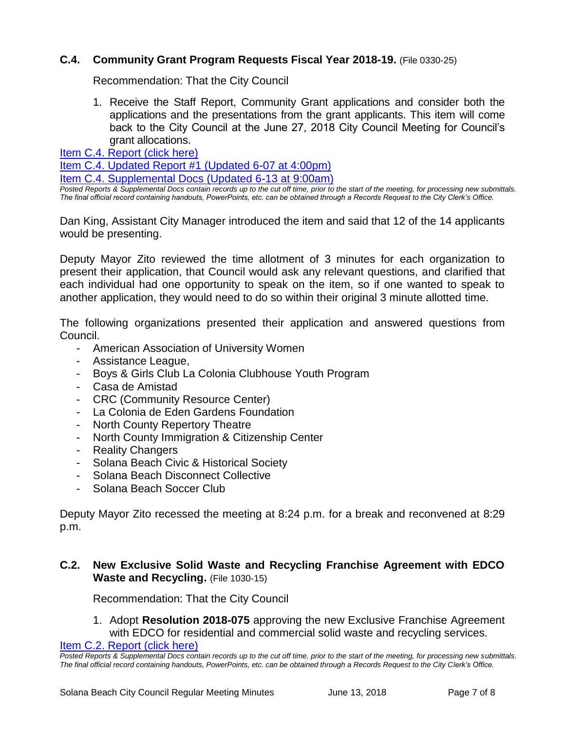### C.4. Community Grant Program Requests Fiscal Year 2018-19. (File 0330-25)

Recommendation: That the City Council

1. Receive the Staff Report, Community Grant applications and consider both the applications and the presentations from the grant applicants. This item will come back to the City Council at the June 27, 2018 City Council Meeting for Council's grant allocations.

Item C.4. Report (click here)

Item C.4. Updated Report #1 (Updated 6-07 at 4:00pm)

Item C.4. Supplemental Docs (Updated 6-13 at 9:00am)

*Posted Reports & Supplemental Docs contain records up to the cut off time, prior to the start of the meeting, for processing new submittals. The final official record containing handouts, PowerPoints, etc. can be obtained through a Records Request to the City Clerk's Office.*

Dan King, Assistant City Manager introduced the item and said that 12 of the 14 applicants would be presenting.

Deputy Mayor Zito reviewed the time allotment of 3 minutes for each organization to present their application, that Council would ask any relevant questions, and clarified that each individual had one opportunity to speak on the item, so if one wanted to speak to another application, they would need to do so within their original 3 minute allotted time.

The following organizations presented their application and answered questions from Council.

- American Association of University Women
- Assistance League,
- Boys & Girls Club La Colonia Clubhouse Youth Program
- Casa de Amistad
- CRC (Community Resource Center)
- La Colonia de Eden Gardens Foundation
- North County Repertory Theatre
- North County Immigration & Citizenship Center
- Reality Changers
- Solana Beach Civic & Historical Society
- Solana Beach Disconnect Collective
- Solana Beach Soccer Club

Deputy Mayor Zito recessed the meeting at 8:24 p.m. for a break and reconvened at 8:29 p.m.

### C.2. New Exclusive Solid Waste and Recycling Franchise Agreement with EDCO Waste and Recycling. (File 1030-15)

Recommendation: That the City Council

1. Adopt **Resolution 2018-075** approving the new Exclusive Franchise Agreement with EDCO for residential and commercial solid waste and recycling services.

Item C.2. Report (click here)

*Posted Reports & Supplemental Docs contain records up to the cut off time, prior to the start of the meeting, for processing new submittals. The final official record containing handouts, PowerPoints, etc. can be obtained through a Records Request to the City Clerk's Office.*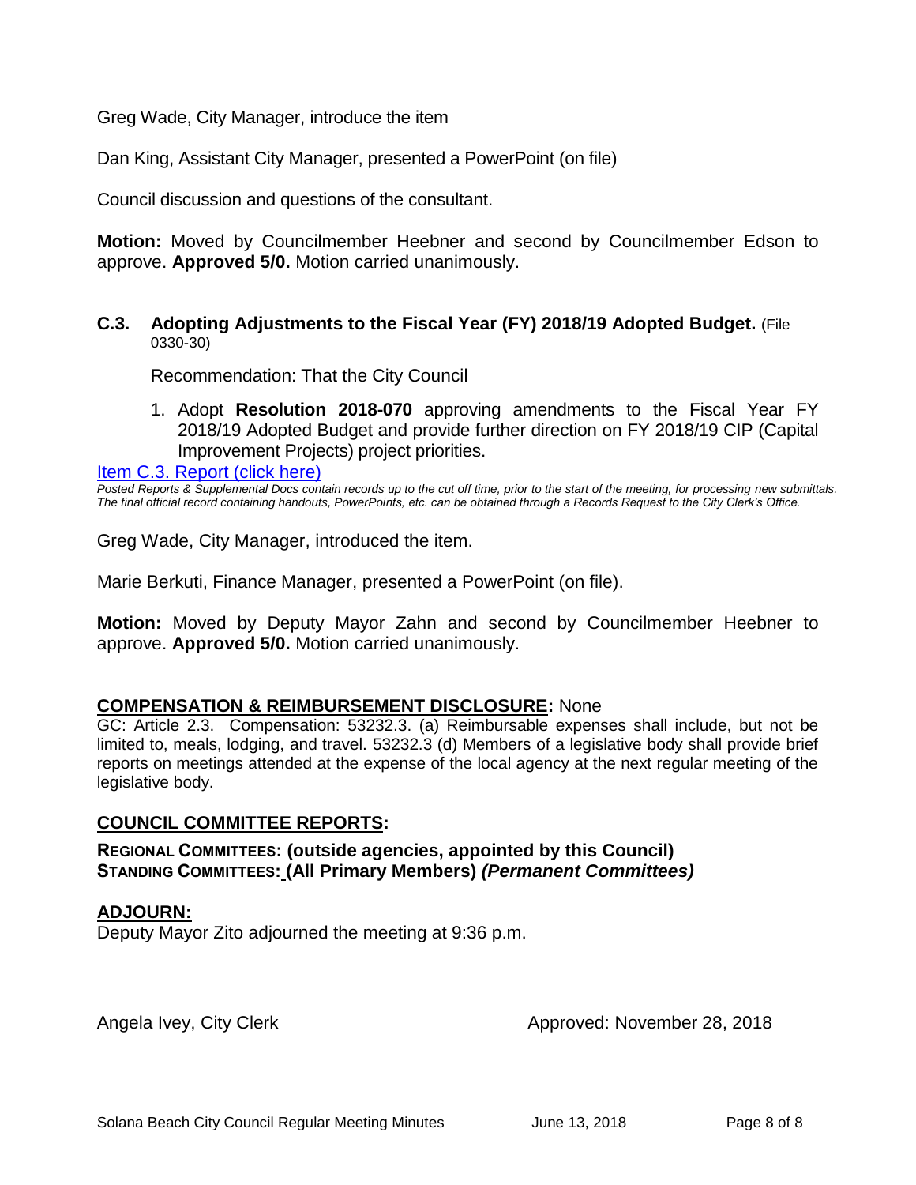Greg Wade, City Manager, introduce the item

Dan King, Assistant City Manager, presented a PowerPoint (on file)

Council discussion and questions of the consultant.

**Motion:** Moved by Councilmember Heebner and second by Councilmember Edson to approve. **Approved 5/0.** Motion carried unanimously.

### C.3. Adopting Adjustments to the Fiscal Year (FY) 2018/19 Adopted Budget. (File 0330-30)

Recommendation: That the City Council

1. Adopt **Resolution 2018-070** approving amendments to the Fiscal Year FY 2018/19 Adopted Budget and provide further direction on FY 2018/19 CIP (Capital Improvement Projects) project priorities.

[Item C.3. Report (click here)]

*Posted Reports & Supplemental Docs contain records up to the cut off time, prior to the start of the meeting, for processing new submittals. The final official record containing handouts, PowerPoints, etc. can be obtained through a Records Request to the City Clerk's Office.*

Greg Wade, City Manager, introduced the item.

Marie Berkuti, Finance Manager, presented a PowerPoint (on file).

**Motion:** Moved by Deputy Mayor Zahn and second by Councilmember Heebner to approve. **Approved 5/0.** Motion carried unanimously.

## COMPENSATION & REIMBURSEMENT DISCLOSURE: None

GC: Article 2.3. Compensation: 53232.3. (a) Reimbursable expenses shall include, but not be limited to, meals, lodging, and travel. 53232.3 (d) Members of a legislative body shall provide brief reports on meetings attended at the expense of the local agency at the next regular meeting of the legislative body.

## COUNCIL COMMITTEE REPORTS:

**REGIONAL COMMITTEES: (outside agencies, appointed by this Council)**
**STANDING COMMITTEES: (All Primary Members) *(Permanent Committees)***

## ADJOURN:

Deputy Mayor Zito adjourned the meeting at 9:36 p.m.

Angela Ivey, City Clerk | Approved: November 28, 2018